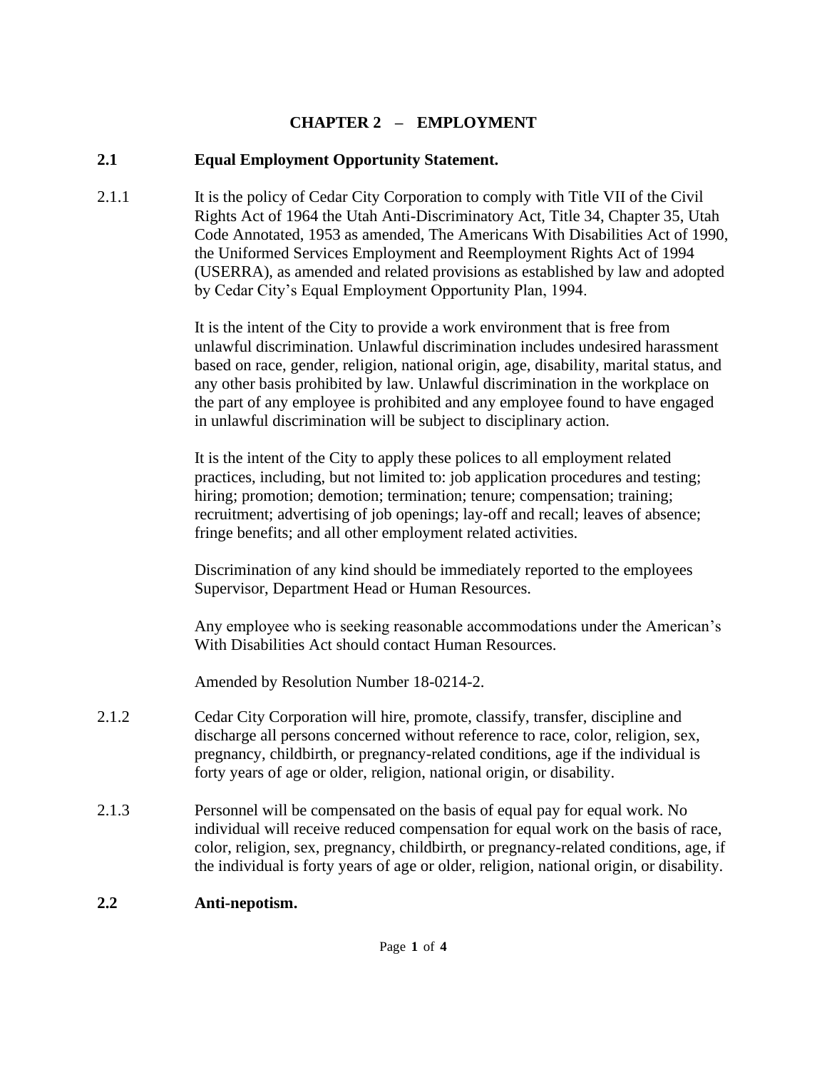# CHAPTER 2 – EMPLOYMENT

## 2.1 Equal Employment Opportunity Statement.

2.1.1 It is the policy of Cedar City Corporation to comply with Title VII of the Civil Rights Act of 1964 the Utah Anti-Discriminatory Act, Title 34, Chapter 35, Utah Code Annotated, 1953 as amended, The Americans With Disabilities Act of 1990, the Uniformed Services Employment and Reemployment Rights Act of 1994 (USERRA), as amended and related provisions as established by law and adopted by Cedar City's Equal Employment Opportunity Plan, 1994.

It is the intent of the City to provide a work environment that is free from unlawful discrimination. Unlawful discrimination includes undesired harassment based on race, gender, religion, national origin, age, disability, marital status, and any other basis prohibited by law. Unlawful discrimination in the workplace on the part of any employee is prohibited and any employee found to have engaged in unlawful discrimination will be subject to disciplinary action.

It is the intent of the City to apply these polices to all employment related practices, including, but not limited to: job application procedures and testing; hiring; promotion; demotion; termination; tenure; compensation; training; recruitment; advertising of job openings; lay-off and recall; leaves of absence; fringe benefits; and all other employment related activities.

Discrimination of any kind should be immediately reported to the employees Supervisor, Department Head or Human Resources.

Any employee who is seeking reasonable accommodations under the American's With Disabilities Act should contact Human Resources.

Amended by Resolution Number 18-0214-2.

2.1.2 Cedar City Corporation will hire, promote, classify, transfer, discipline and discharge all persons concerned without reference to race, color, religion, sex, pregnancy, childbirth, or pregnancy-related conditions, age if the individual is forty years of age or older, religion, national origin, or disability.

2.1.3 Personnel will be compensated on the basis of equal pay for equal work. No individual will receive reduced compensation for equal work on the basis of race, color, religion, sex, pregnancy, childbirth, or pregnancy-related conditions, age, if the individual is forty years of age or older, religion, national origin, or disability.

## 2.2 Anti-nepotism.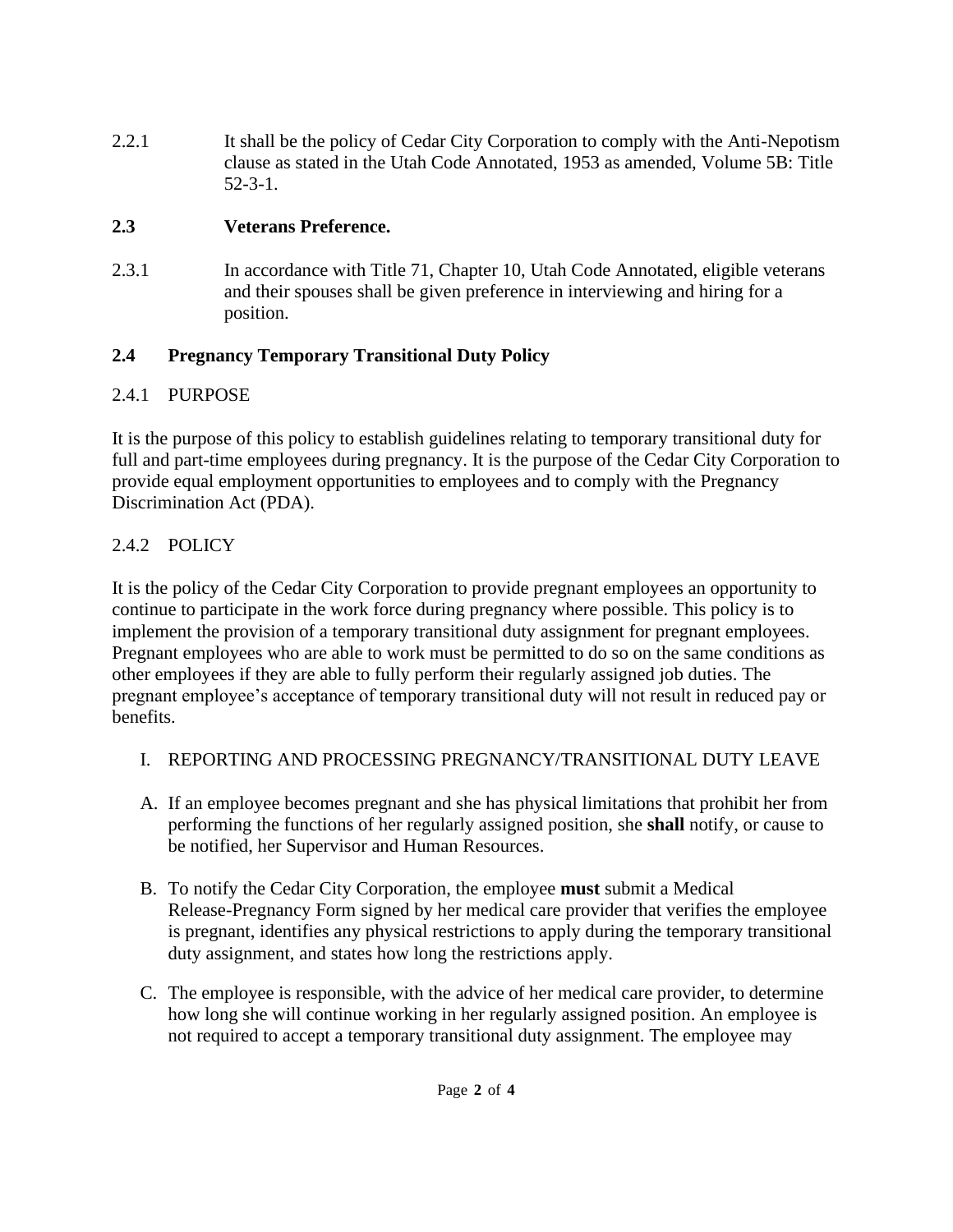2.2.1 It shall be the policy of Cedar City Corporation to comply with the Anti-Nepotism clause as stated in the Utah Code Annotated, 1953 as amended, Volume 5B: Title 52-3-1.

### 2.3 Veterans Preference.

2.3.1 In accordance with Title 71, Chapter 10, Utah Code Annotated, eligible veterans and their spouses shall be given preference in interviewing and hiring for a position.

### 2.4 Pregnancy Temporary Transitional Duty Policy

2.4.1 PURPOSE

It is the purpose of this policy to establish guidelines relating to temporary transitional duty for full and part-time employees during pregnancy. It is the purpose of the Cedar City Corporation to provide equal employment opportunities to employees and to comply with the Pregnancy Discrimination Act (PDA).

2.4.2 POLICY

It is the policy of the Cedar City Corporation to provide pregnant employees an opportunity to continue to participate in the work force during pregnancy where possible. This policy is to implement the provision of a temporary transitional duty assignment for pregnant employees. Pregnant employees who are able to work must be permitted to do so on the same conditions as other employees if they are able to fully perform their regularly assigned job duties. The pregnant employee's acceptance of temporary transitional duty will not result in reduced pay or benefits.

I. REPORTING AND PROCESSING PREGNANCY/TRANSITIONAL DUTY LEAVE

A. If an employee becomes pregnant and she has physical limitations that prohibit her from performing the functions of her regularly assigned position, she **shall** notify, or cause to be notified, her Supervisor and Human Resources.

B. To notify the Cedar City Corporation, the employee **must** submit a Medical Release-Pregnancy Form signed by her medical care provider that verifies the employee is pregnant, identifies any physical restrictions to apply during the temporary transitional duty assignment, and states how long the restrictions apply.

C. The employee is responsible, with the advice of her medical care provider, to determine how long she will continue working in her regularly assigned position. An employee is not required to accept a temporary transitional duty assignment. The employee may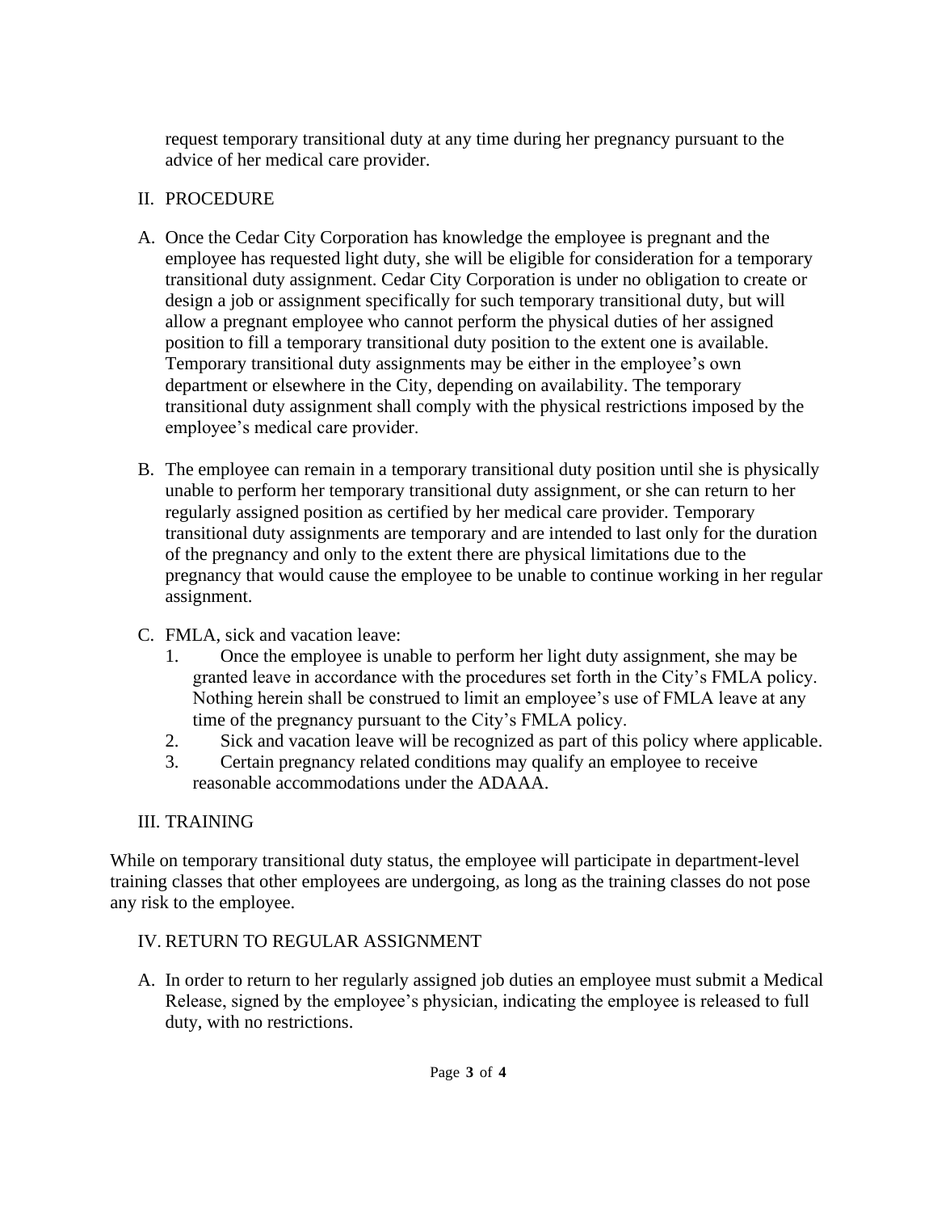request temporary transitional duty at any time during her pregnancy pursuant to the advice of her medical care provider.

## II. PROCEDURE

A. Once the Cedar City Corporation has knowledge the employee is pregnant and the employee has requested light duty, she will be eligible for consideration for a temporary transitional duty assignment. Cedar City Corporation is under no obligation to create or design a job or assignment specifically for such temporary transitional duty, but will allow a pregnant employee who cannot perform the physical duties of her assigned position to fill a temporary transitional duty position to the extent one is available. Temporary transitional duty assignments may be either in the employee's own department or elsewhere in the City, depending on availability. The temporary transitional duty assignment shall comply with the physical restrictions imposed by the employee's medical care provider.

B. The employee can remain in a temporary transitional duty position until she is physically unable to perform her temporary transitional duty assignment, or she can return to her regularly assigned position as certified by her medical care provider. Temporary transitional duty assignments are temporary and are intended to last only for the duration of the pregnancy and only to the extent there are physical limitations due to the pregnancy that would cause the employee to be unable to continue working in her regular assignment.

C. FMLA, sick and vacation leave:
   1. Once the employee is unable to perform her light duty assignment, she may be granted leave in accordance with the procedures set forth in the City's FMLA policy. Nothing herein shall be construed to limit an employee's use of FMLA leave at any time of the pregnancy pursuant to the City's FMLA policy.
   2. Sick and vacation leave will be recognized as part of this policy where applicable.
   3. Certain pregnancy related conditions may qualify an employee to receive reasonable accommodations under the ADAAA.

## III. TRAINING

While on temporary transitional duty status, the employee will participate in department-level training classes that other employees are undergoing, as long as the training classes do not pose any risk to the employee.

## IV. RETURN TO REGULAR ASSIGNMENT

A. In order to return to her regularly assigned job duties an employee must submit a Medical Release, signed by the employee's physician, indicating the employee is released to full duty, with no restrictions.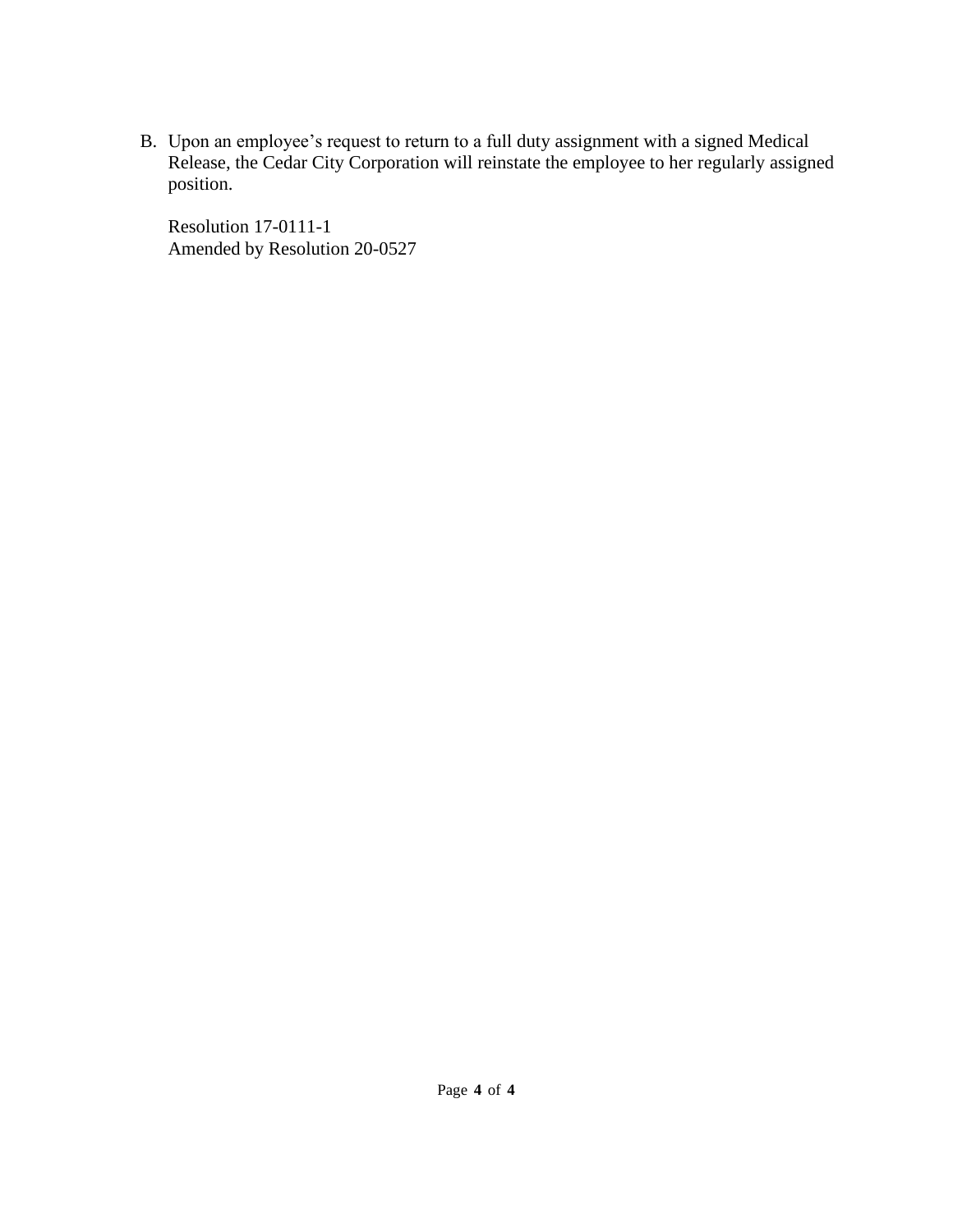B. Upon an employee's request to return to a full duty assignment with a signed Medical Release, the Cedar City Corporation will reinstate the employee to her regularly assigned position.

   Resolution 17-0111-1
   Amended by Resolution 20-0527